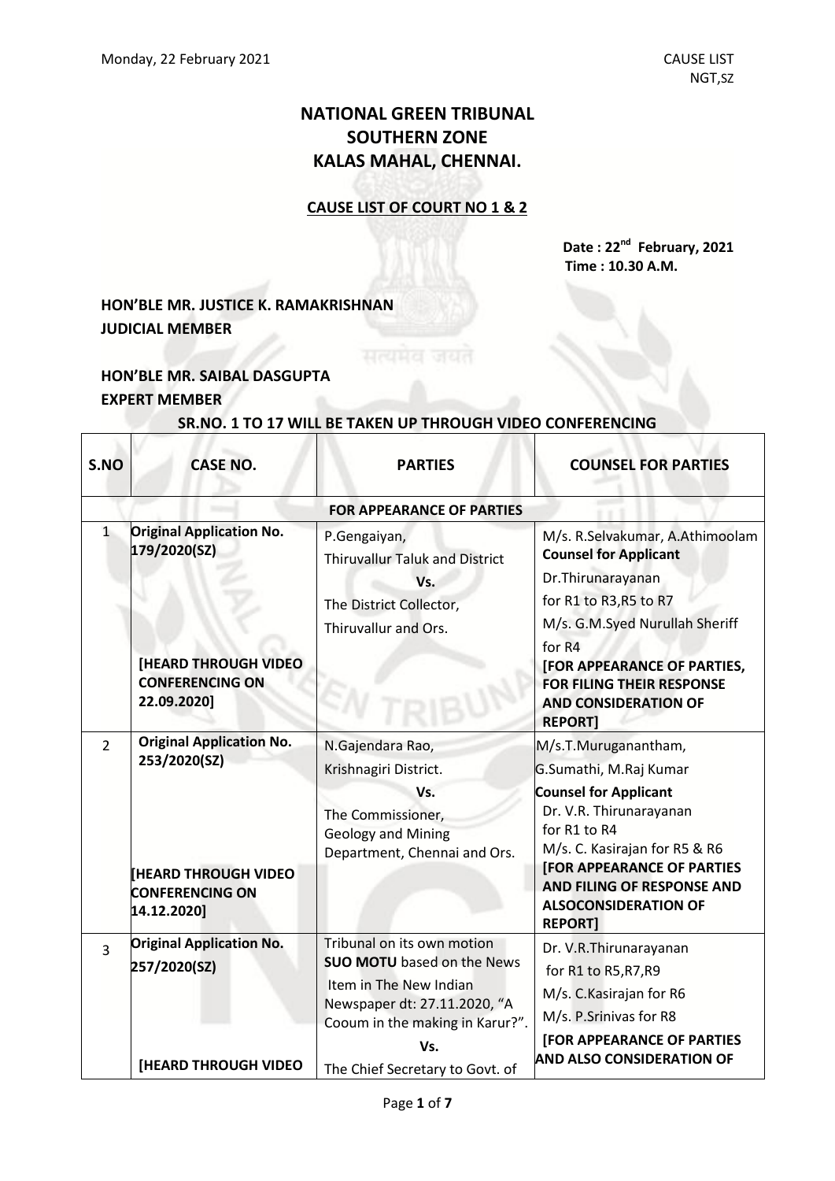# NATIONAL GREEN TRIBUNAL
# SOUTHERN ZONE
# KALAS MAHAL, CHENNAI.

**CAUSE LIST OF COURT NO 1 & 2**

**Date : 22nd February, 2021**
**Time : 10.30 A.M.**

**HON'BLE MR. JUSTICE K. RAMAKRISHNAN**
**JUDICIAL MEMBER**

**HON'BLE MR. SAIBAL DASGUPTA**
**EXPERT MEMBER**

**SR.NO. 1 TO 17 WILL BE TAKEN UP THROUGH VIDEO CONFERENCING**

| S.NO | CASE NO. | PARTIES | COUNSEL FOR PARTIES |
|---|---|---|---|
| | | **FOR APPEARANCE OF PARTIES** | |
| 1 | **Original Application No. 179/2020(SZ)** <br><br> **[HEARD THROUGH VIDEO CONFERENCING ON 22.09.2020]** | P.Gengaiyan, <br> Thiruvallur Taluk and District <br> Vs. <br> The District Collector, <br> Thiruvallur and Ors. | M/s. R.Selvakumar, A.Athimoolam <br> **Counsel for Applicant** <br> Dr.Thirunarayanan <br> for R1 to R3,R5 to R7 <br> M/s. G.M.Syed Nurullah Sheriff <br> for R4 <br> **[FOR APPEARANCE OF PARTIES, FOR FILING THEIR RESPONSE AND CONSIDERATION OF REPORT]** |
| 2 | **Original Application No. 253/2020(SZ)** <br><br> **[HEARD THROUGH VIDEO CONFERENCING ON 14.12.2020]** | N.Gajendara Rao, <br> Krishnagiri District. <br> Vs. <br> The Commissioner, <br> Geology and Mining Department, Chennai and Ors. | M/s.T.Muruganantham, <br> G.Sumathi, M.Raj Kumar <br> **Counsel for Applicant** <br> Dr. V.R. Thirunarayanan <br> for R1 to R4 <br> M/s. C. Kasirajan for R5 & R6 <br> **[FOR APPEARANCE OF PARTIES AND FILING OF RESPONSE AND ALSOCONSIDERATION OF REPORT]** |
| 3 | **Original Application No. 257/2020(SZ)** <br><br> **[HEARD THROUGH VIDEO** | Tribunal on its own motion **SUO MOTU** based on the News Item in The New Indian Newspaper dt: 27.11.2020, "A Cooum in the making in Karur?". <br> Vs. <br> The Chief Secretary to Govt. of | Dr. V.R.Thirunarayanan <br> for R1 to R5,R7,R9 <br> M/s. C.Kasirajan for R6 <br> M/s. P.Srinivas for R8 <br> **[FOR APPEARANCE OF PARTIES AND ALSO CONSIDERATION OF** |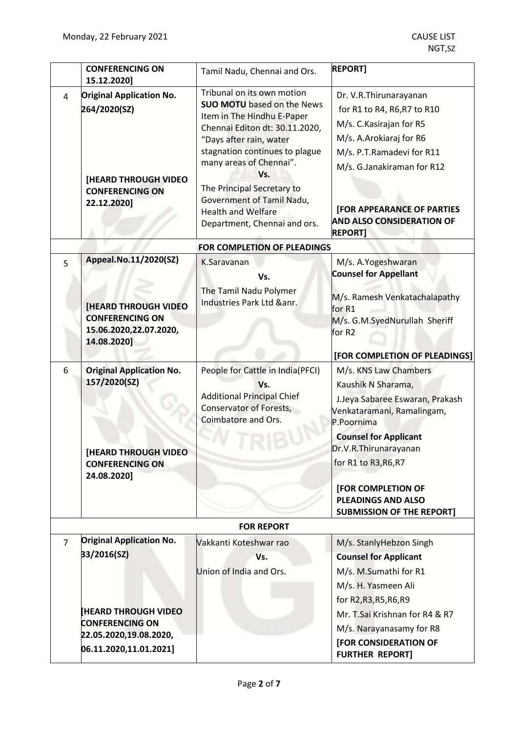| | | | |
|---|---|---|---|
| | **CONFERENCING ON 15.12.2020]** | Tamil Nadu, Chennai and Ors. | **REPORT]** |
| 4 | **Original Application No. 264/2020(SZ)**<br><br>**[HEARD THROUGH VIDEO CONFERENCING ON 22.12.2020]** | Tribunal on its own motion **SUO MOTU** based on the News Item in The Hindhu E-Paper Chennai Editon dt: 30.11.2020, "Days after rain, water stagnation continues to plague many areas of Chennai".<br>**Vs.**<br>The Principal Secretary to Government of Tamil Nadu, Health and Welfare Department, Chennai and ors. | Dr. V.R.Thirunarayanan for R1 to R4, R6,R7 to R10<br>M/s. C.Kasirajan for R5<br>M/s. A.Arokiaraj for R6<br>M/s. P.T.Ramadevi for R11<br>M/s. G.Janakiraman for R12<br><br>**[FOR APPEARANCE OF PARTIES AND ALSO CONSIDERATION OF REPORT]** |
| | | **FOR COMPLETION OF PLEADINGS** | |
| 5 | **Appeal.No.11/2020(SZ)**<br><br>**[HEARD THROUGH VIDEO CONFERENCING ON 15.06.2020,22.07.2020, 14.08.2020]** | K.Saravanan<br>**Vs.**<br>The Tamil Nadu Polymer Industries Park Ltd &anr. | M/s. A.Yogeshwaran<br>**Counsel for Appellant**<br>M/s. Ramesh Venkatachalapathy for R1<br>M/s. G.M.SyedNurullah Sheriff for R2<br><br>**[FOR COMPLETION OF PLEADINGS]** |
| 6 | **Original Application No. 157/2020(SZ)**<br><br>**[HEARD THROUGH VIDEO CONFERENCING ON 24.08.2020]** | People for Cattle in India(PFCI)<br>**Vs.**<br>Additional Principal Chief Conservator of Forests, Coimbatore and Ors. | M/s. KNS Law Chambers<br>Kaushik N Sharama,<br>J.Jeya Sabaree Eswaran, Prakash Venkataramani, Ramalingam, P.Poornima<br>**Counsel for Applicant**<br>Dr.V.R.Thirunarayanan for R1 to R3,R6,R7<br><br>**[FOR COMPLETION OF PLEADINGS AND ALSO SUBMISSION OF THE REPORT]** |
| | | **FOR REPORT** | |
| 7 | **Original Application No. 33/2016(SZ)**<br><br>**[HEARD THROUGH VIDEO CONFERENCING ON 22.05.2020,19.08.2020, 06.11.2020,11.01.2021]** | Vakkanti Koteshwar rao<br>**Vs.**<br>Union of India and Ors. | M/s. StanlyHebzon Singh<br>**Counsel for Applicant**<br>M/s. M.Sumathi for R1<br>M/s. H. Yasmeen Ali for R2,R3,R5,R6,R9<br>Mr. T.Sai Krishnan for R4 & R7<br>M/s. Narayanasamy for R8<br>**[FOR CONSIDERATION OF FURTHER REPORT]** |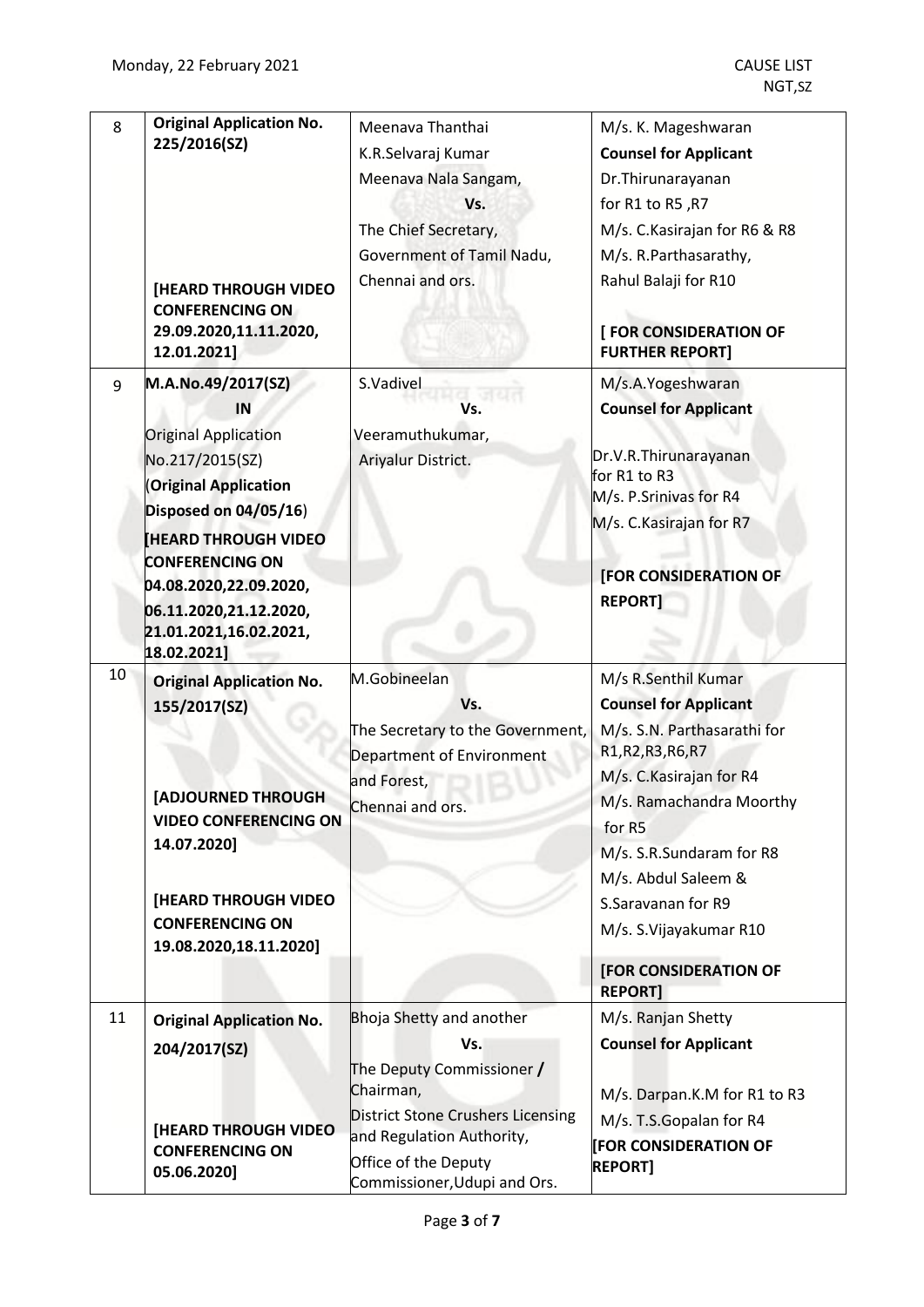| 8 | **Original Application No. 225/2016(SZ)**<br><br>**[HEARD THROUGH VIDEO CONFERENCING ON 29.09.2020,11.11.2020, 12.01.2021]** | Meenava Thanthai<br>K.R.Selvaraj Kumar<br>Meenava Nala Sangam,<br>**Vs.**<br>The Chief Secretary,<br>Government of Tamil Nadu,<br>Chennai and ors. | M/s. K. Mageshwaran<br>**Counsel for Applicant**<br>Dr.Thirunarayanan<br>for R1 to R5 ,R7<br>M/s. C.Kasirajan for R6 & R8<br>M/s. R.Parthasarathy,<br>Rahul Balaji for R10<br><br>**[ FOR CONSIDERATION OF FURTHER REPORT]** |
|---|---|---|---|
| 9 | **M.A.No.49/2017(SZ)**<br>**IN**<br>Original Application No.217/2015(SZ)<br>(**Original Application Disposed on 04/05/16**)<br>**[HEARD THROUGH VIDEO CONFERENCING ON 04.08.2020,22.09.2020, 06.11.2020,21.12.2020, 21.01.2021,16.02.2021, 18.02.2021]** | S.Vadivel<br>**Vs.**<br>Veeramuthukumar,<br>Ariyalur District. | M/s.A.Yogeshwaran<br>**Counsel for Applicant**<br><br>Dr.V.R.Thirunarayanan for R1 to R3<br>M/s. P.Srinivas for R4<br>M/s. C.Kasirajan for R7<br><br>**[FOR CONSIDERATION OF REPORT]** |
| 10 | **Original Application No. 155/2017(SZ)**<br><br>**[ADJOURNED THROUGH VIDEO CONFERENCING ON 14.07.2020]**<br><br>**[HEARD THROUGH VIDEO CONFERENCING ON 19.08.2020,18.11.2020]** | M.Gobineelan<br>**Vs.**<br>The Secretary to the Government, Department of Environment and Forest,<br>Chennai and ors. | M/s R.Senthil Kumar<br>**Counsel for Applicant**<br>M/s. S.N. Parthasarathi for R1,R2,R3,R6,R7<br>M/s. C.Kasirajan for R4<br>M/s. Ramachandra Moorthy for R5<br>M/s. S.R.Sundaram for R8<br>M/s. Abdul Saleem & S.Saravanan for R9<br>M/s. S.Vijayakumar R10<br><br>**[FOR CONSIDERATION OF REPORT]** |
| 11 | **Original Application No. 204/2017(SZ)**<br><br>**[HEARD THROUGH VIDEO CONFERENCING ON 05.06.2020]** | Bhoja Shetty and another<br>**Vs.**<br>The Deputy Commissioner **/** Chairman,<br>District Stone Crushers Licensing and Regulation Authority,<br>Office of the Deputy Commissioner,Udupi and Ors. | M/s. Ranjan Shetty<br>**Counsel for Applicant**<br><br>M/s. Darpan.K.M for R1 to R3<br>M/s. T.S.Gopalan for R4<br>**[FOR CONSIDERATION OF REPORT]** |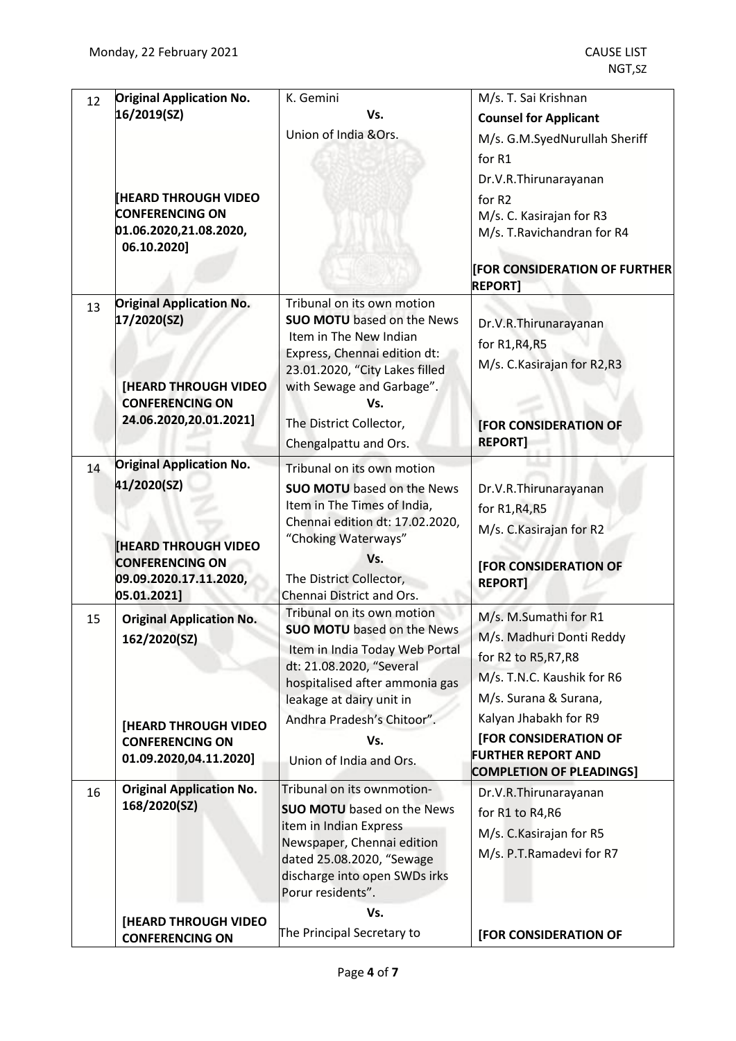| 12 | **Original Application No. 16/2019(SZ)**<br><br>**[HEARD THROUGH VIDEO CONFERENCING ON 01.06.2020,21.08.2020, 06.10.2020]** | K. Gemini<br>**Vs.**<br>Union of India &Ors. | M/s. T. Sai Krishnan<br>**Counsel for Applicant**<br>M/s. G.M.SyedNurullah Sheriff for R1<br>Dr.V.R.Thirunarayanan for R2<br>M/s. C. Kasirajan for R3<br>M/s. T.Ravichandran for R4<br><br>**[FOR CONSIDERATION OF FURTHER REPORT]** |
|---|---|---|---|
| 13 | **Original Application No. 17/2020(SZ)**<br><br>**[HEARD THROUGH VIDEO CONFERENCING ON 24.06.2020,20.01.2021]** | Tribunal on its own motion<br>**SUO MOTU** based on the News Item in The New Indian Express, Chennai edition dt: 23.01.2020, "City Lakes filled with Sewage and Garbage".<br>**Vs.**<br>The District Collector, Chengalpattu and Ors. | Dr.V.R.Thirunarayanan for R1,R4,R5<br>M/s. C.Kasirajan for R2,R3<br><br>**[FOR CONSIDERATION OF REPORT]** |
| 14 | **Original Application No. 41/2020(SZ)**<br><br>**[HEARD THROUGH VIDEO CONFERENCING ON 09.09.2020.17.11.2020, 05.01.2021]** | Tribunal on its own motion<br>**SUO MOTU** based on the News Item in The Times of India, Chennai edition dt: 17.02.2020, "Choking Waterways"<br>**Vs.**<br>The District Collector, Chennai District and Ors. | Dr.V.R.Thirunarayanan for R1,R4,R5<br>M/s. C.Kasirajan for R2<br><br>**[FOR CONSIDERATION OF REPORT]** |
| 15 | **Original Application No. 162/2020(SZ)**<br><br>**[HEARD THROUGH VIDEO CONFERENCING ON 01.09.2020,04.11.2020]** | Tribunal on its own motion<br>**SUO MOTU** based on the News Item in India Today Web Portal dt: 21.08.2020, "Several hospitalised after ammonia gas leakage at dairy unit in Andhra Pradesh's Chitoor".<br>**Vs.**<br>Union of India and Ors. | M/s. M.Sumathi for R1<br>M/s. Madhuri Donti Reddy for R2 to R5,R7,R8<br>M/s. T.N.C. Kaushik for R6<br>M/s. Surana & Surana, Kalyan Jhabakh for R9<br>**[FOR CONSIDERATION OF FURTHER REPORT AND COMPLETION OF PLEADINGS]** |
| 16 | **Original Application No. 168/2020(SZ)**<br><br>**[HEARD THROUGH VIDEO CONFERENCING ON** | Tribunal on its ownmotion-<br>**SUO MOTU** based on the News item in Indian Express Newspaper, Chennai edition dated 25.08.2020, "Sewage discharge into open SWDs irks Porur residents".<br>**Vs.**<br>The Principal Secretary to | Dr.V.R.Thirunarayanan for R1 to R4,R6<br>M/s. C.Kasirajan for R5<br>M/s. P.T.Ramadevi for R7<br><br>**[FOR CONSIDERATION OF** |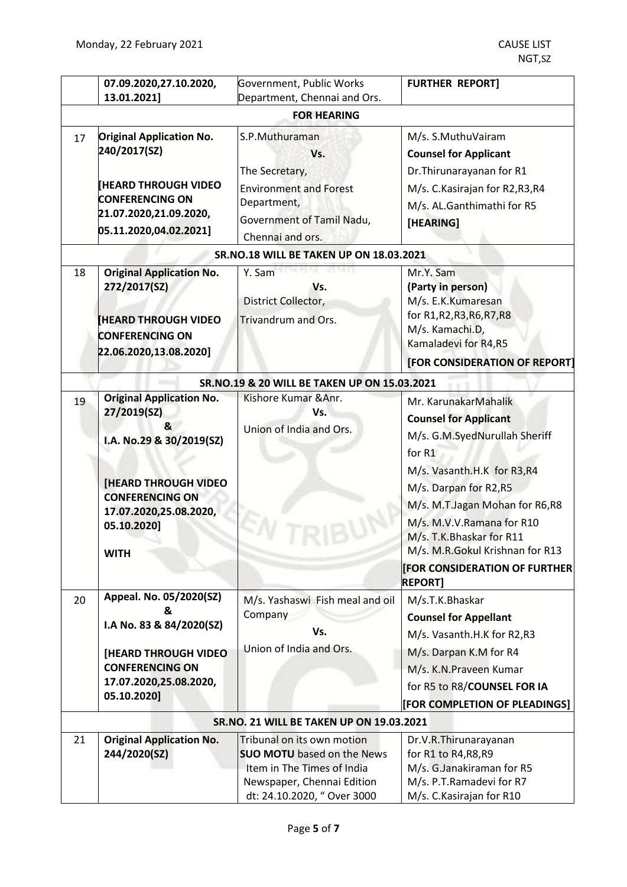| | | | |
|---|---|---|---|
| | 07.09.2020,27.10.2020, 13.01.2021] | Government, Public Works Department, Chennai and Ors. | **FURTHER REPORT]** |
| | | **FOR HEARING** | |
| 17 | **Original Application No. 240/2017(SZ)** **[HEARD THROUGH VIDEO CONFERENCING ON 21.07.2020,21.09.2020, 05.11.2020,04.02.2021]** | S.P.Muthuraman **Vs.** The Secretary, Environment and Forest Department, Government of Tamil Nadu, Chennai and ors. | M/s. S.MuthuVairam **Counsel for Applicant** Dr.Thirunarayanan for R1 M/s. C.Kasirajan for R2,R3,R4 M/s. AL.Ganthimathi for R5 **[HEARING]** |
| | | **SR.NO.18 WILL BE TAKEN UP ON 18.03.2021** | |
| 18 | **Original Application No. 272/2017(SZ)** **[HEARD THROUGH VIDEO CONFERENCING ON 22.06.2020,13.08.2020]** | Y. Sam **Vs.** District Collector, Trivandrum and Ors. | Mr.Y. Sam **(Party in person)** M/s. E.K.Kumaresan for R1,R2,R3,R6,R7,R8 M/s. Kamachi.D, Kamaladevi for R4,R5 **[FOR CONSIDERATION OF REPORT]** |
| | | **SR.NO.19 & 20 WILL BE TAKEN UP ON 15.03.2021** | |
| 19 | **Original Application No. 27/2019(SZ) & I.A. No.29 & 30/2019(SZ)** **[HEARD THROUGH VIDEO CONFERENCING ON 17.07.2020,25.08.2020, 05.10.2020]** **WITH** | Kishore Kumar &Anr. **Vs.** Union of India and Ors. | Mr. KarunakarMahalik **Counsel for Applicant** M/s. G.M.SyedNurullah Sheriff for R1 M/s. Vasanth.H.K for R3,R4 M/s. Darpan for R2,R5 M/s. M.T.Jagan Mohan for R6,R8 M/s. M.V.V.Ramana for R10 M/s. T.K.Bhaskar for R11 M/s. M.R.Gokul Krishnan for R13 **[FOR CONSIDERATION OF FURTHER REPORT]** |
| 20 | **Appeal. No. 05/2020(SZ) & I.A No. 83 & 84/2020(SZ)** **[HEARD THROUGH VIDEO CONFERENCING ON 17.07.2020,25.08.2020, 05.10.2020]** | M/s. Yashaswi Fish meal and oil Company **Vs.** Union of India and Ors. | M/s.T.K.Bhaskar **Counsel for Appellant** M/s. Vasanth.H.K for R2,R3 M/s. Darpan K.M for R4 M/s. K.N.Praveen Kumar for R5 to R8/**COUNSEL FOR IA** **[FOR COMPLETION OF PLEADINGS]** |
| | | **SR.NO. 21 WILL BE TAKEN UP ON 19.03.2021** | |
| 21 | **Original Application No. 244/2020(SZ)** | Tribunal on its own motion **SUO MOTU** based on the News Item in The Times of India Newspaper, Chennai Edition dt: 24.10.2020, " Over 3000 | Dr.V.R.Thirunarayanan for R1 to R4,R8,R9 M/s. G.Janakiraman for R5 M/s. P.T.Ramadevi for R7 M/s. C.Kasirajan for R10 |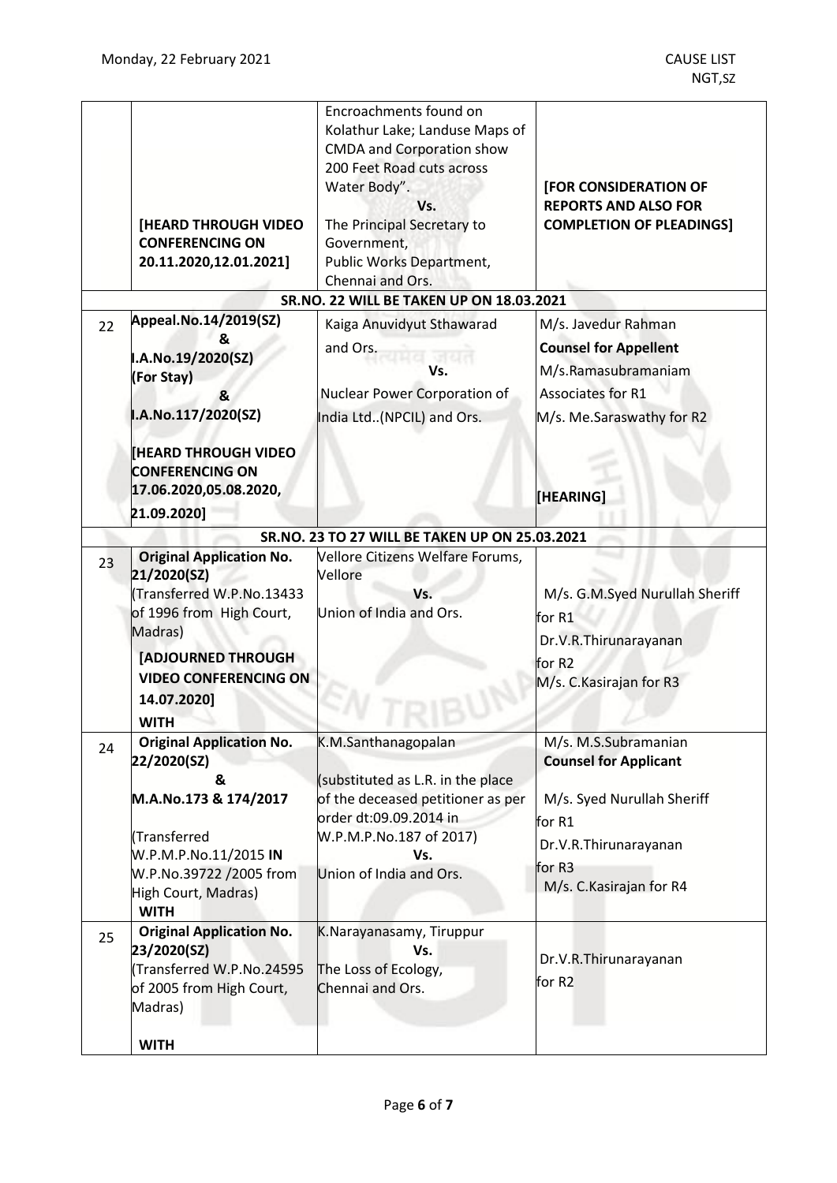| | | | |
|---|---|---|---|
| | [HEARD THROUGH VIDEO CONFERENCING ON 20.11.2020,12.01.2021] | Encroachments found on Kolathur Lake; Landuse Maps of CMDA and Corporation show 200 Feet Road cuts across Water Body".<br>Vs.<br>The Principal Secretary to Government, Public Works Department, Chennai and Ors. | [FOR CONSIDERATION OF REPORTS AND ALSO FOR COMPLETION OF PLEADINGS] |
| **SR.NO. 22 WILL BE TAKEN UP ON 18.03.2021** | | | |
| 22 | **Appeal.No.14/2019(SZ)**<br>**&**<br>**I.A.No.19/2020(SZ) (For Stay)**<br>**&**<br>**I.A.No.117/2020(SZ)**<br><br>**[HEARD THROUGH VIDEO CONFERENCING ON 17.06.2020,05.08.2020, 21.09.2020]** | Kaiga Anuvidyut Sthawarad and Ors.<br>Vs.<br>Nuclear Power Corporation of India Ltd..(NPCIL) and Ors. | M/s. Javedur Rahman<br>**Counsel for Appellent**<br>M/s.Ramasubramaniam Associates for R1<br>M/s. Me.Saraswathy for R2<br><br>**[HEARING]** |
| **SR.NO. 23 TO 27 WILL BE TAKEN UP ON 25.03.2021** | | | |
| 23 | **Original Application No. 21/2020(SZ)**<br>(Transferred W.P.No.13433 of 1996 from High Court, Madras)<br>**[ADJOURNED THROUGH VIDEO CONFERENCING ON 14.07.2020]**<br>**WITH** | Vellore Citizens Welfare Forums, Vellore<br>Vs.<br>Union of India and Ors. | M/s. G.M.Syed Nurullah Sheriff for R1<br>Dr.V.R.Thirunarayanan for R2<br>M/s. C.Kasirajan for R3 |
| 24 | **Original Application No. 22/2020(SZ)**<br>**&**<br>**M.A.No.173 & 174/2017**<br><br>(Transferred W.P.M.P.No.11/2015 **IN** W.P.No.39722 /2005 from High Court, Madras)<br>**WITH** | K.M.Santhanagopalan<br><br>(substituted as L.R. in the place of the deceased petitioner as per order dt:09.09.2014 in W.P.M.P.No.187 of 2017)<br>Vs.<br>Union of India and Ors. | M/s. M.S.Subramanian<br>**Counsel for Applicant**<br><br>M/s. Syed Nurullah Sheriff for R1<br>Dr.V.R.Thirunarayanan for R3<br>M/s. C.Kasirajan for R4 |
| 25 | **Original Application No. 23/2020(SZ)**<br>(Transferred W.P.No.24595 of 2005 from High Court, Madras)<br><br>**WITH** | K.Narayanasamy, Tiruppur<br>Vs.<br>The Loss of Ecology, Chennai and Ors. | Dr.V.R.Thirunarayanan for R2 |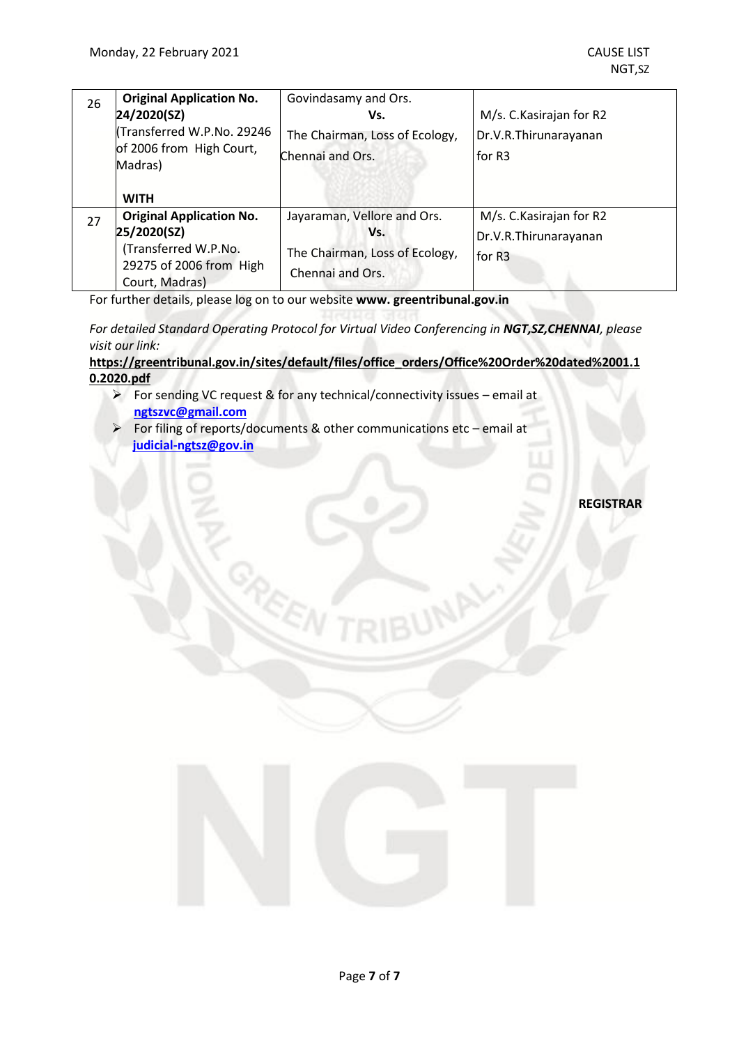| | | | |
|---|---|---|---|
| 26 | **Original Application No. 24/2020(SZ)** (Transferred W.P.No. 29246 of 2006 from High Court, Madras)<br><br>**WITH** | Govindasamy and Ors.<br>**Vs.**<br>The Chairman, Loss of Ecology, Chennai and Ors. | M/s. C.Kasirajan for R2<br>Dr.V.R.Thirunarayanan for R3 |
| 27 | **Original Application No. 25/2020(SZ)** (Transferred W.P.No. 29275 of 2006 from High Court, Madras) | Jayaraman, Vellore and Ors.<br>**Vs.**<br>The Chairman, Loss of Ecology, Chennai and Ors. | M/s. C.Kasirajan for R2<br>Dr.V.R.Thirunarayanan for R3 |

For further details, please log on to our website **www. greentribunal.gov.in**

*For detailed Standard Operating Protocol for Virtual Video Conferencing in* ***NGT,SZ,CHENNAI****, please visit our link:*

**https://greentribunal.gov.in/sites/default/files/office_orders/Office%20Order%20dated%2001.10.2020.pdf**

- For sending VC request & for any technical/connectivity issues – email at **ngtszvc@gmail.com**
- For filing of reports/documents & other communications etc – email at **judicial-ngtsz@gov.in**

**REGISTRAR**